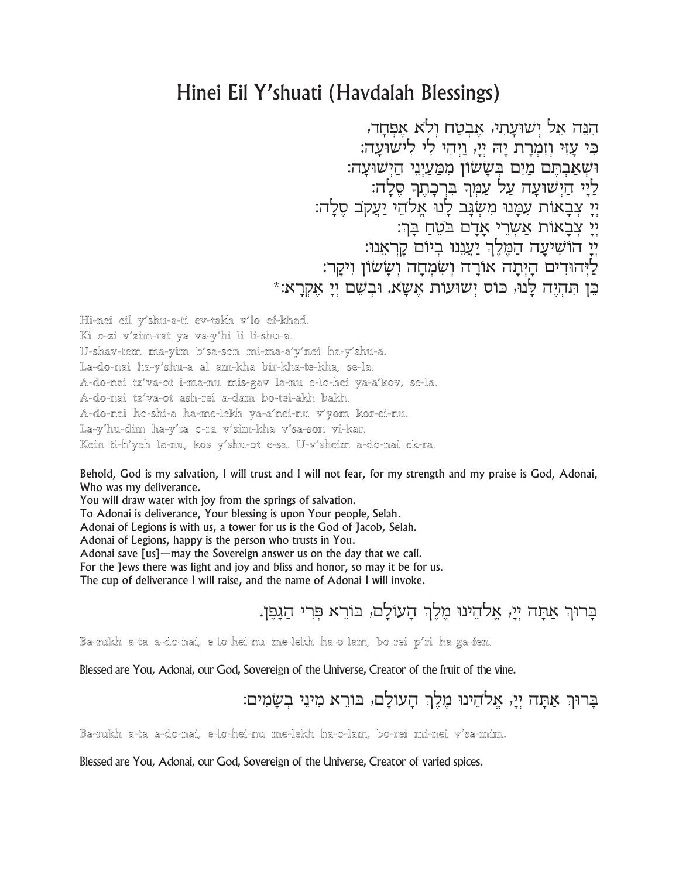# Hinei Eil Y'shuati (Havdalah Blessings)

הִנֵּה אֵל יְשׁוּעָתִי, אֶבְטַח וְלֹא אֶפְחָד,
כִּי עָזִּי וְזִמְרָת יָהּ יְיָ, וַיְהִי לִי לִישׁוּעָה:
וּשְׁאַבְתֶּם מַיִם בְּשָׂשׂוֹן מִמַּעַיְנֵי הַיְשׁוּעָה:
לַייָ הַיְשׁוּעָה עַל עַמְּךָ בִרְכָתֶךָ סֶּלָה:
יְיָ צְבָאוֹת עִמָּנוּ מִשְׂגָּב לָנוּ אֱלֹהֵי יַעֲקֹב סֶלָה:
יְיָ צְבָאוֹת אַשְׁרֵי אָדָם בֹּטֵחַ בָּךְ:
יְיָ הוֹשִׁיעָה הַמֶּלֶךְ יַעֲנֵנוּ בְיוֹם קָרְאֵנוּ:
לַיְּהוּדִים הָיְתָה אוֹרָה וְשִׂמְחָה וְשָׂשׂוֹן וִיקָר:
כֵּן תִּהְיֶה לָּנוּ, כּוֹס יְשׁוּעוֹת אֶשָּׂא. וּבְשֵׁם יְיָ אֶקְרָא:*

Hi-nei eil y'shu-a-ti ev-takh v'lo ef-khad.
Ki o-zi v'zim-rat ya va-y'hi li li-shu-a.
U-shav-tem ma-yim b'sa-son mi-ma-a'y'nei ha-y'shu-a.
La-do-nai ha-y'shu-a al am-kha bir-kha-te-kha, se-la.
A-do-nai tz'va-ot i-ma-nu mis-gav la-nu e-lo-hei ya-a'kov, se-la.
A-do-nai tz'va-ot ash-rei a-dam bo-tei-akh bakh.
A-do-nai ho-shi-a ha-me-lekh ya-a'nei-nu v'yom kor-ei-nu.
La-y'hu-dim ha-y'ta o-ra v'sim-kha v'sa-son vi-kar.
Kein ti-h'yeh la-nu, kos y'shu-ot e-sa. U-v'sheim a-do-nai ek-ra.

Behold, God is my salvation, I will trust and I will not fear, for my strength and my praise is God, Adonai, Who was my deliverance.
You will draw water with joy from the springs of salvation.
To Adonai is deliverance, Your blessing is upon Your people, Selah.
Adonai of Legions is with us, a tower for us is the God of Jacob, Selah.
Adonai of Legions, happy is the person who trusts in You.
Adonai save [us]—may the Sovereign answer us on the day that we call.
For the Jews there was light and joy and bliss and honor, so may it be for us.
The cup of deliverance I will raise, and the name of Adonai I will invoke.

בָּרוּךְ אַתָּה יְיָ, אֱלֹהֵינוּ מֶלֶךְ הָעוֹלָם, בּוֹרֵא פְּרִי הַגָּפֶן.

Ba-rukh a-ta a-do-nai, e-lo-hei-nu me-lekh ha-o-lam, bo-rei p'ri ha-ga-fen.

Blessed are You, Adonai, our God, Sovereign of the Universe, Creator of the fruit of the vine.

בָּרוּךְ אַתָּה יְיָ, אֱלֹהֵינוּ מֶלֶךְ הָעוֹלָם, בּוֹרֵא מִינֵי בְשָׂמִים:

Ba-rukh a-ta a-do-nai, e-lo-hei-nu me-lekh ha-o-lam, bo-rei mi-nei v'sa-mim.

Blessed are You, Adonai, our God, Sovereign of the Universe, Creator of varied spices.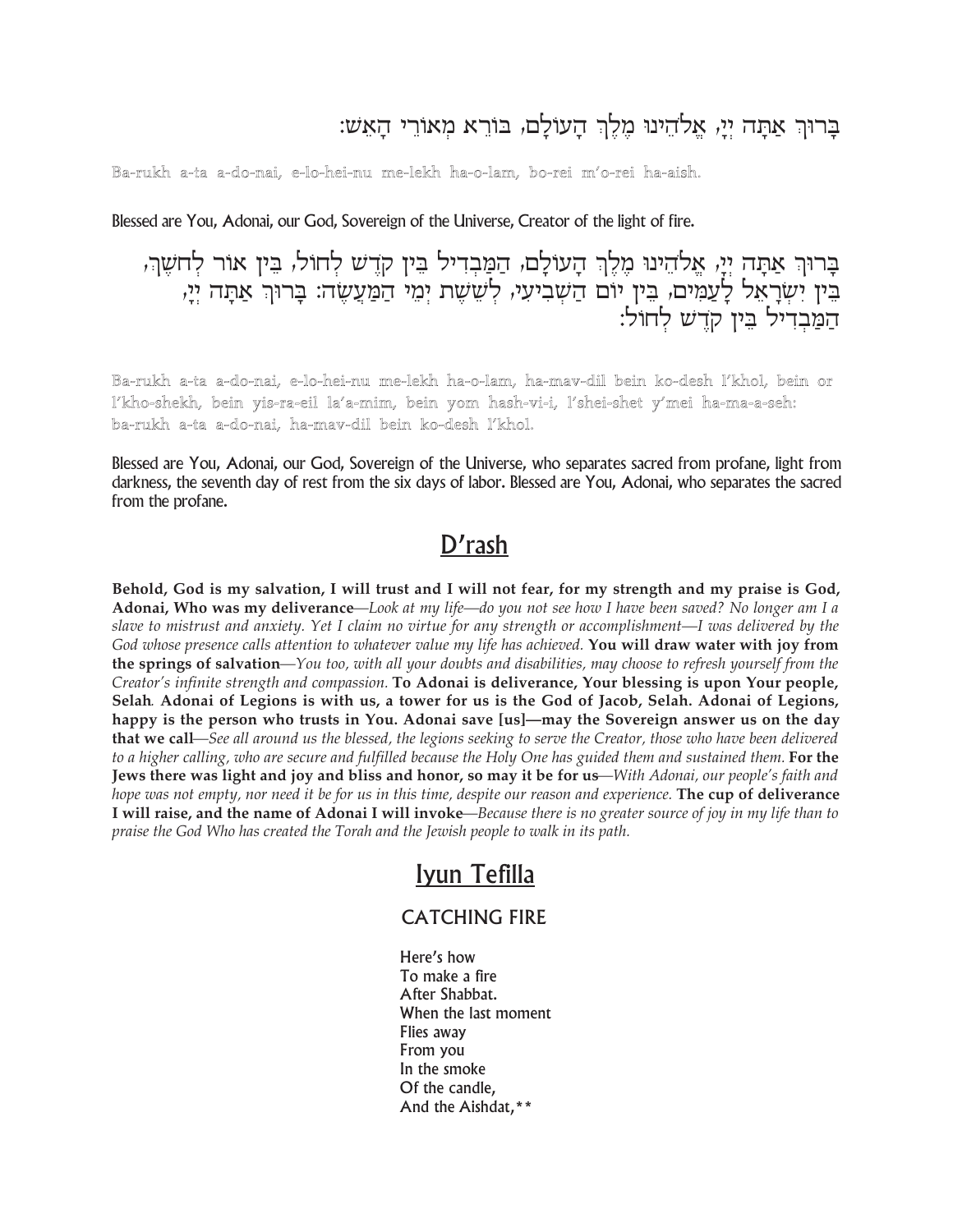בָּרוּךְ אַתָּה יְיָ, אֱלֹהֵינוּ מֶלֶךְ הָעוֹלָם, בּוֹרֵא מְאוֹרֵי הָאֵשׁ:

Ba-rukh a-ta a-do-nai, e-lo-hei-nu me-lekh ha-o-lam, bo-rei m'o-rei ha-aish.

Blessed are You, Adonai, our God, Sovereign of the Universe, Creator of the light of fire.

בָּרוּךְ אַתָּה יְיָ, אֱלֹהֵינוּ מֶלֶךְ הָעוֹלָם, הַמַּבְדִּיל בֵּין קֹדֶשׁ לְחוֹל, בֵּין אוֹר לְחֹשֶׁךְ, בֵּין יִשְׂרָאֵל לָעַמִּים, בֵּין יוֹם הַשְּׁבִיעִי, לְשֵׁשֶׁת יְמֵי הַמַּעֲשֶׂה: בָּרוּךְ אַתָּה יְיָ, הַמַּבְדִּיל בֵּין קֹדֶשׁ לְחוֹל:

Ba-rukh a-ta a-do-nai, e-lo-hei-nu me-lekh ha-o-lam, ha-mav-dil bein ko-desh l'khol, bein or l'kho-shekh, bein yis-ra-eil la'a-mim, bein yom hash-vi-i, l'shei-shet y'mei ha-ma-a-seh: ba-rukh a-ta a-do-nai, ha-mav-dil bein ko-desh l'khol.

Blessed are You, Adonai, our God, Sovereign of the Universe, who separates sacred from profane, light from darkness, the seventh day of rest from the six days of labor. Blessed are You, Adonai, who separates the sacred from the profane.

## D'rash

**Behold, God is my salvation, I will trust and I will not fear, for my strength and my praise is God, Adonai, Who was my deliverance**—*Look at my life—do you not see how I have been saved? No longer am I a slave to mistrust and anxiety. Yet I claim no virtue for any strength or accomplishment—I was delivered by the God whose presence calls attention to whatever value my life has achieved.* **You will draw water with joy from the springs of salvation**—*You too, with all your doubts and disabilities, may choose to refresh yourself from the Creator's infinite strength and compassion.* **To Adonai is deliverance, Your blessing is upon Your people, Selah***.* **Adonai of Legions is with us, a tower for us is the God of Jacob, Selah. Adonai of Legions, happy is the person who trusts in You. Adonai save [us]—may the Sovereign answer us on the day that we call**—*See all around us the blessed, the legions seeking to serve the Creator, those who have been delivered to a higher calling, who are secure and fulfilled because the Holy One has guided them and sustained them.* **For the Jews there was light and joy and bliss and honor, so may it be for us**—*With Adonai, our people's faith and hope was not empty, nor need it be for us in this time, despite our reason and experience.* **The cup of deliverance I will raise, and the name of Adonai I will invoke**—*Because there is no greater source of joy in my life than to praise the God Who has created the Torah and the Jewish people to walk in its path.*

## Iyun Tefilla

### CATCHING FIRE

Here's how
To make a fire
After Shabbat.
When the last moment
Flies away
From you
In the smoke
Of the candle,
And the Aishdat,**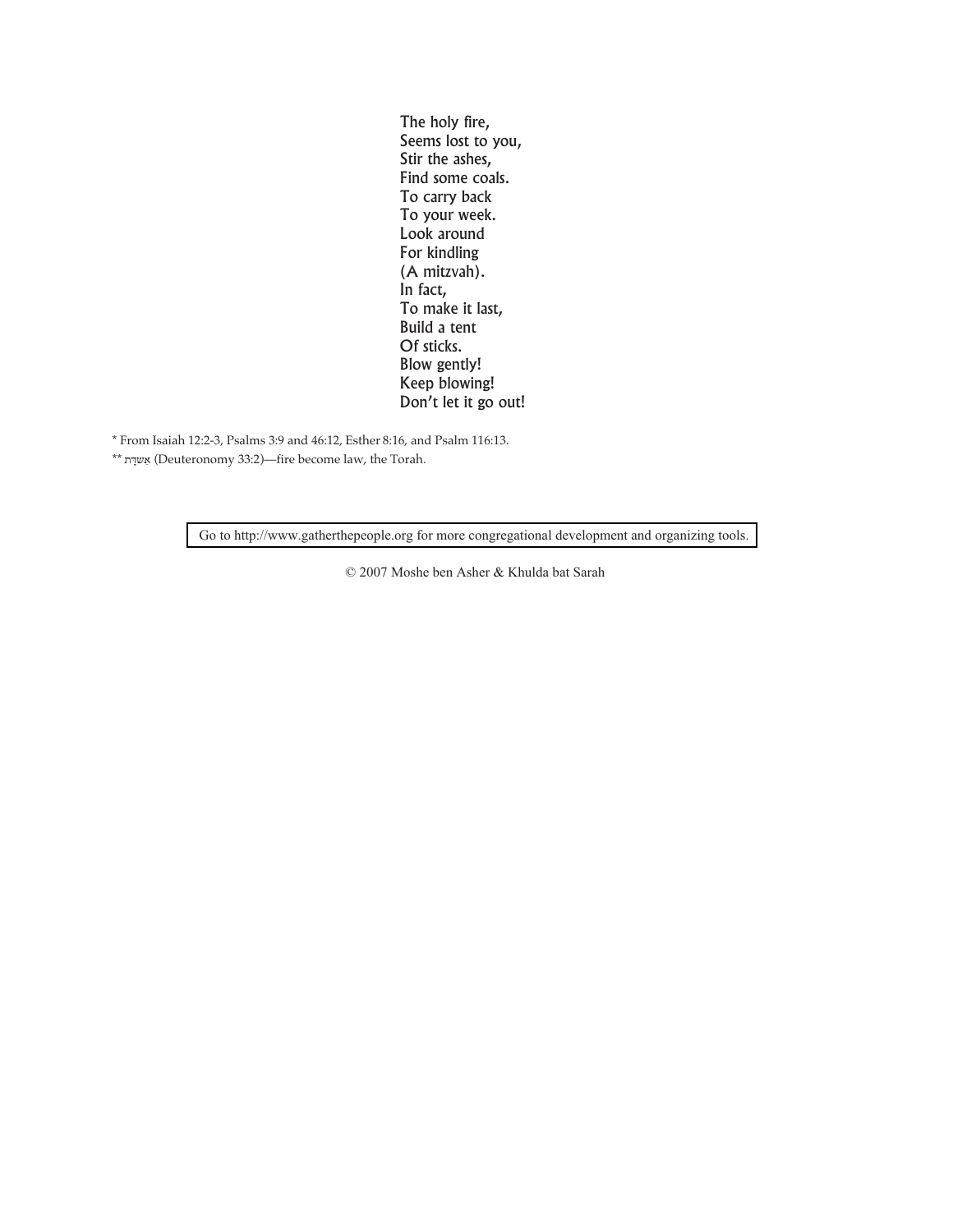The holy fire,  
Seems lost to you,  
Stir the ashes,  
Find some coals.  
To carry back  
To your week.  
Look around  
For kindling  
(A mitzvah).  
In fact,  
To make it last,  
Build a tent  
Of sticks.  
Blow gently!  
Keep blowing!  
Don't let it go out!

\* From Isaiah 12:2-3, Psalms 3:9 and 46:12, Esther 8:16, and Psalm 116:13.

\*\* אֵשְׁדָּת (Deuteronomy 33:2)—fire become law, the Torah.

Go to http://www.gatherthepeople.org for more congregational development and organizing tools.

© 2007 Moshe ben Asher & Khulda bat Sarah